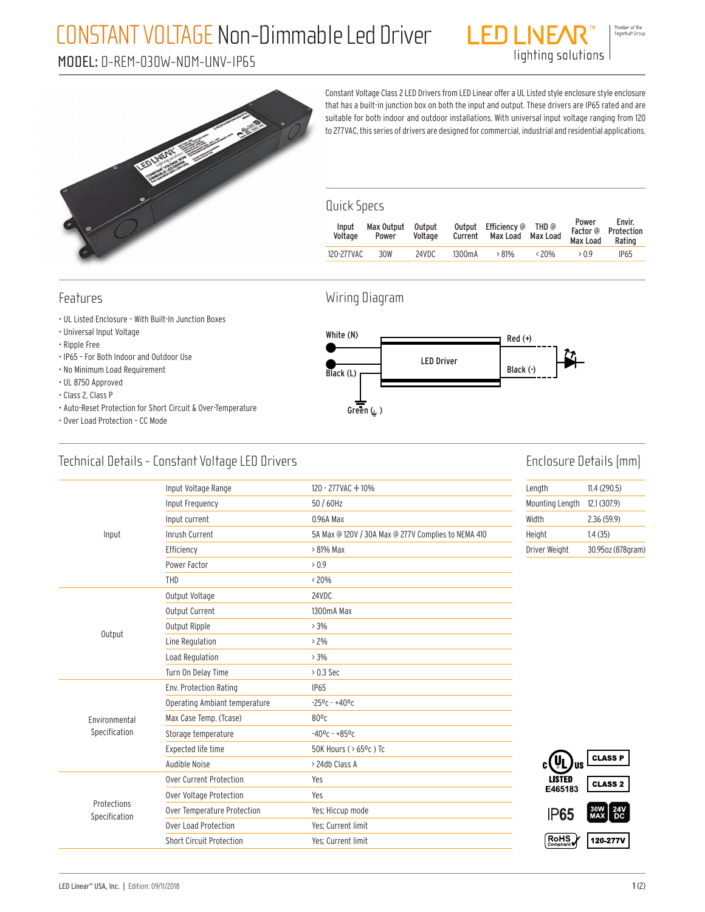# CONSTANT VOLTAGE Non-Dimmable Led Driver

## MODEL: D-REM-030W-NDM-UNV-IP65

LED LINEAR™ lighting solutions

Member of the Fagerhult Group

Constant Voltage Class 2 LED Drivers from LED Linear offer a UL Listed style enclosure style enclosure that has a built-in junction box on both the input and output. These drivers are IP65 rated and are suitable for both indoor and outdoor installations. With universal input voltage ranging from 120 to 277VAC, this series of drivers are designed for commercial, industrial and residential applications.

## Quick Specs

| Input Voltage | Max Output Power | Output Voltage | Output Current | Efficiency @ Max Load | THD @ Max Load | Power Factor @ Max Load | Envir. Protection Rating |
|---|---|---|---|---|---|---|---|
| 120-277VAC | 30W | 24VDC | 1300mA | > 81% | < 20% | > 0.9 | IP65 |

## Features

- UL Listed Enclosure - With Built-In Junction Boxes
- Universal Input Voltage
- Ripple Free
- IP65 - For Both Indoor and Outdoor Use
- No Minimum Load Requirement
- UL 8750 Approved
- Class 2, Class P
- Auto-Reset Protection for Short Circuit & Over-Temperature
- Over Load Protection - CC Mode

## Wiring Diagram

White (N)

Black (L)

Green (⏚)

LED Driver

Red (+)

Black (-)

## Technical Details - Constant Voltage LED Drivers

| | | |
|---|---|---|
| Input | Input Voltage Range | 120 - 277VAC ± 10% |
| | Input Frequency | 50 / 60Hz |
| | Input current | 0.96A Max |
| | Inrush Current | 5A Max @ 120V / 30A Max @ 277V Complies to NEMA 410 |
| | Efficiency | > 81% Max |
| | Power Factor | > 0.9 |
| | THD | < 20% |
| Output | Output Voltage | 24VDC |
| | Output Current | 1300mA Max |
| | Output Ripple | > 3% |
| | Line Regulation | > 2% |
| | Load Regulation | > 3% |
| | Turn On Delay Time | > 0.3 Sec |
| Environmental Specification | Env. Protection Rating | IP65 |
| | Operating Ambiant temperature | -25ºc - +40ºc |
| | Max Case Temp. (Tcase) | 80ºc |
| | Storage temperature | -40ºc - +85ºc |
| | Expected life time | 50K Hours ( > 65ºc ) Tc |
| | Audible Noise | > 24db Class A |
| Protections Specification | Over Current Protection | Yes |
| | Over Voltage Protection | Yes |
| | Over Temperature Protection | Yes; Hiccup mode |
| | Over Load Protection | Yes; Current limit |
| | Short Circuit Protection | Yes; Current limit |

## Enclosure Details (mm)

| | |
|---|---|
| Length | 11.4 (290.5) |
| Mounting Length | 12.1 (307.9) |
| Width | 2.36 (59.9) |
| Height | 1.4 (35) |
| Driver Weight | 30.95oz (878gram) |

c UL us LISTED E465183 | CLASS P | CLASS 2 | IP65 | 30W MAX | 24V DC | RoHS Compliant | 120-277V

LED Linear™ USA, Inc. | Edition: 09/11/2018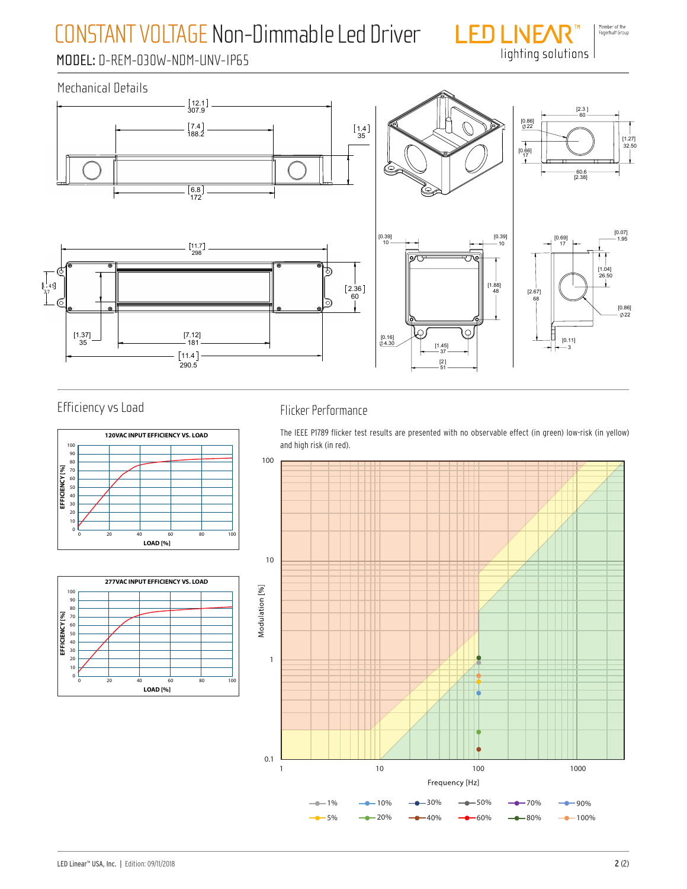# CONSTANT VOLTAGE Non-Dimmable Led Driver

MODEL: D-REM-030W-NDM-UNV-IP65

LED LINEAR™ lighting solutions | Member of the Fagerhult Group

## Mechanical Details

[12.1] 307.9
[7.4] 188.2
[1.4] 35
[6.8] 172
[11.7] 298
[1.45] 37
[2.36] 60
[1.37] 35
[7.12] 181
[11.4] 290.5

[2.3] 60
[0.86] ⌀22
[1.27] 32.50
[0.66] 17
60.6 [2.38]

[0.39] 10
[0.39] 10
[1.88] 48
[0.16] ⌀4.30
[1.45] 37
[2] 51

[0.07] 1.95
[0.69] 17
[1.04] 26.50
[2.67] 68
[0.86] ⌀22
[0.11] 3

## Efficiency vs Load

120VAC INPUT EFFICIENCY VS. LOAD
EFFICIENCY [%]
LOAD [%]
0 10 20 30 40 50 60 70 80 90 100
0 20 40 60 80 100

277VAC INPUT EFFICIENCY VS. LOAD
EFFICIENCY [%]
LOAD [%]
0 10 20 30 40 50 60 70 80 90 100
0 20 40 60 80 100

## Flicker Performance

The IEEE P1789 flicker test results are presented with no observable effect (in green) low-risk (in yellow) and high risk (in red).

Modulation [%]
0.1 1 10 100
Frequency [Hz]
1 10 100 1000

1% 10% 30% 50% 70% 90%
5% 20% 40% 60% 80% 100%

LED Linear™ USA, Inc. | Edition: 09/11/2018